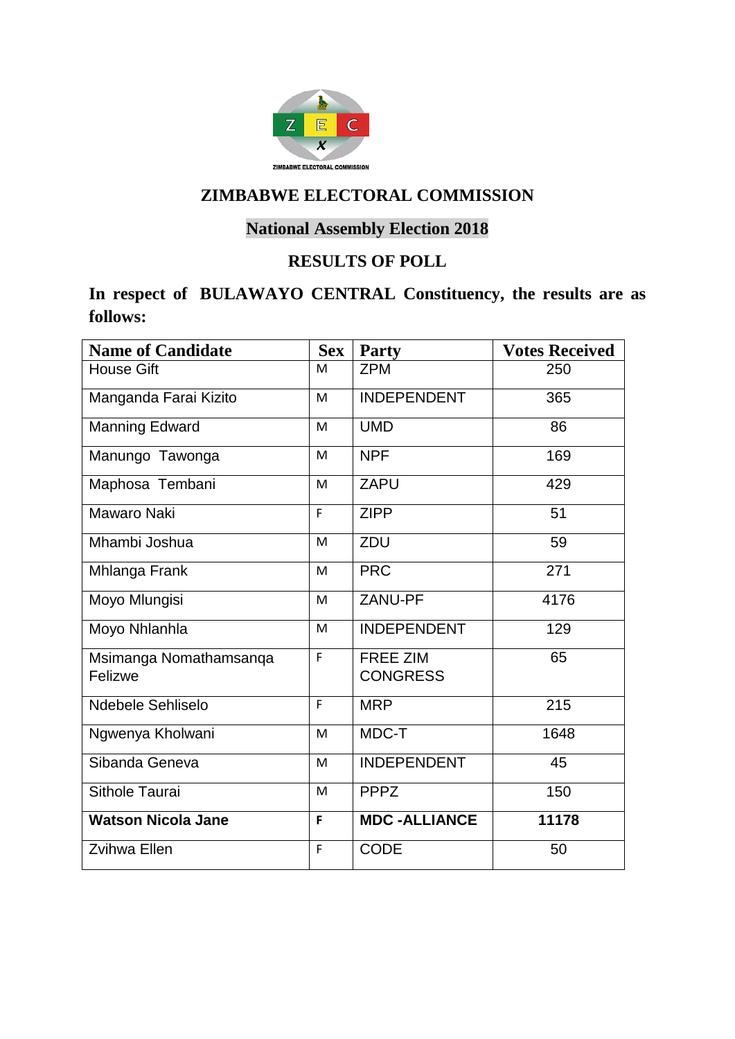ZIMBABWE ELECTORAL COMMISSION

## ZIMBABWE ELECTORAL COMMISSION

## National Assembly Election 2018

## RESULTS OF POLL

**In respect of BULAWAYO CENTRAL Constituency, the results are as follows:**

| Name of Candidate | Sex | Party | Votes Received |
|---|---|---|---|
| House Gift | M | ZPM | 250 |
| Manganda Farai Kizito | M | INDEPENDENT | 365 |
| Manning Edward | M | UMD | 86 |
| Manungo Tawonga | M | NPF | 169 |
| Maphosa Tembani | M | ZAPU | 429 |
| Mawaro Naki | F | ZIPP | 51 |
| Mhambi Joshua | M | ZDU | 59 |
| Mhlanga Frank | M | PRC | 271 |
| Moyo Mlungisi | M | ZANU-PF | 4176 |
| Moyo Nhlanhla | M | INDEPENDENT | 129 |
| Msimanga Nomathamsanqa Felizwe | F | FREE ZIM CONGRESS | 65 |
| Ndebele Sehliselo | F | MRP | 215 |
| Ngwenya Kholwani | M | MDC-T | 1648 |
| Sibanda Geneva | M | INDEPENDENT | 45 |
| Sithole Taurai | M | PPPZ | 150 |
| **Watson Nicola Jane** | **F** | **MDC -ALLIANCE** | **11178** |
| Zvihwa Ellen | F | CODE | 50 |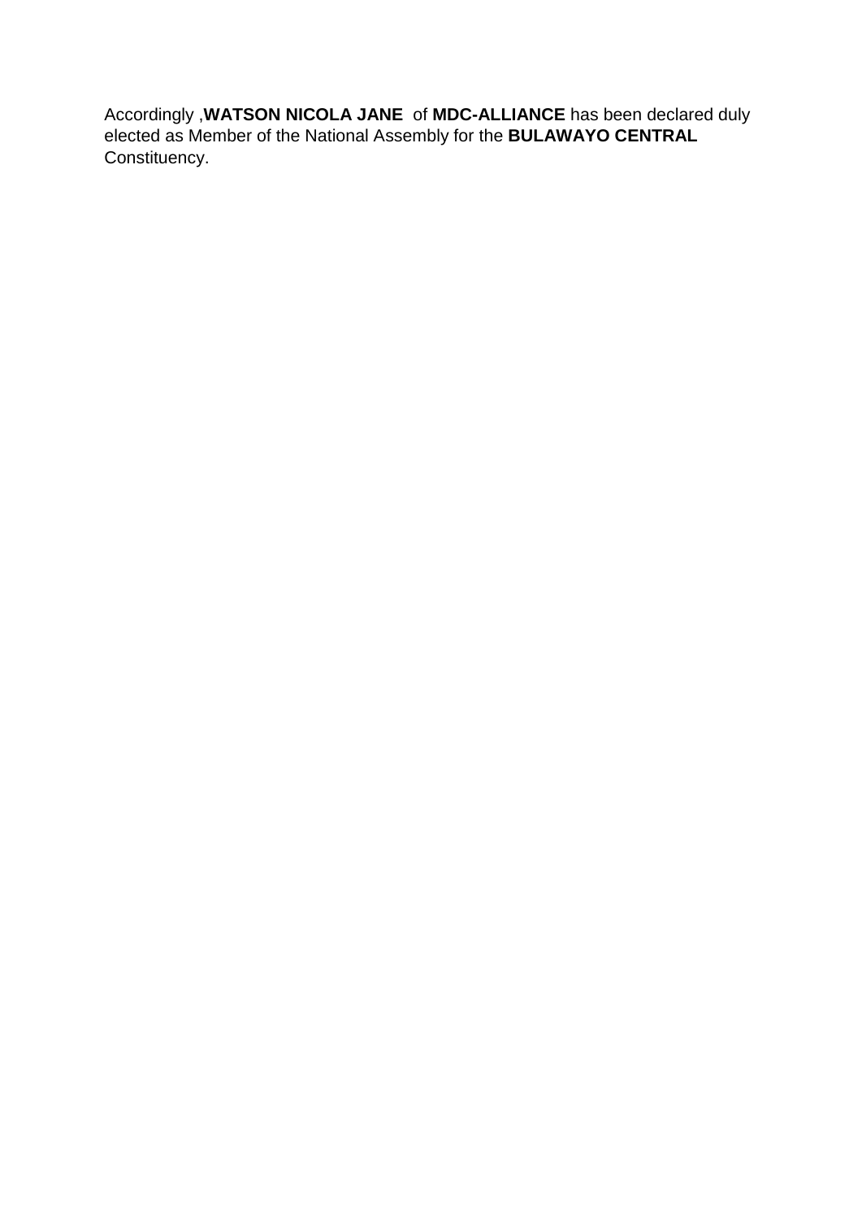Accordingly ,**WATSON NICOLA JANE** of **MDC-ALLIANCE** has been declared duly elected as Member of the National Assembly for the **BULAWAYO CENTRAL** Constituency.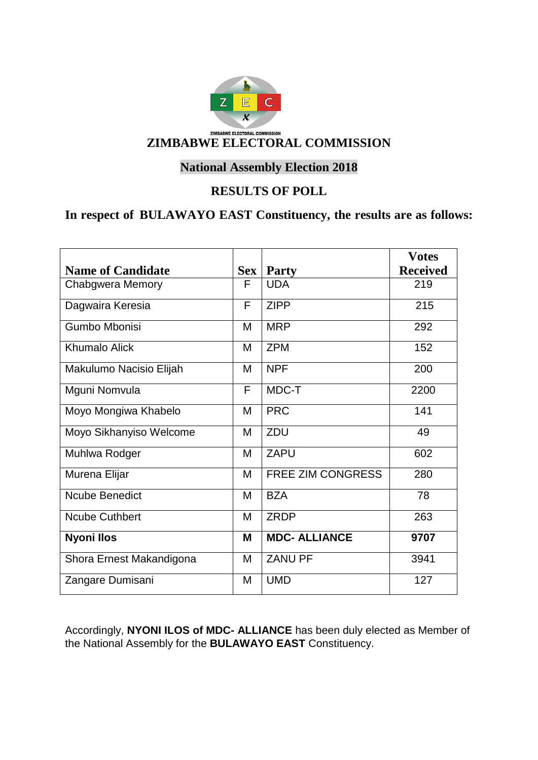ZIMBABWE ELECTORAL COMMISSION

# ZIMBABWE ELECTORAL COMMISSION

## National Assembly Election 2018

## RESULTS OF POLL

### In respect of BULAWAYO EAST Constituency, the results are as follows:

| Name of Candidate | Sex | Party | Votes Received |
|---|---|---|---|
| Chabgwera Memory | F | UDA | 219 |
| Dagwaira Keresia | F | ZIPP | 215 |
| Gumbo Mbonisi | M | MRP | 292 |
| Khumalo Alick | M | ZPM | 152 |
| Makulumo Nacisio Elijah | M | NPF | 200 |
| Mguni Nomvula | F | MDC-T | 2200 |
| Moyo Mongiwa Khabelo | M | PRC | 141 |
| Moyo Sikhanyiso Welcome | M | ZDU | 49 |
| Muhlwa Rodger | M | ZAPU | 602 |
| Murena Elijar | M | FREE ZIM CONGRESS | 280 |
| Ncube Benedict | M | BZA | 78 |
| Ncube Cuthbert | M | ZRDP | 263 |
| **Nyoni Ilos** | **M** | **MDC- ALLIANCE** | **9707** |
| Shora Ernest Makandigona | M | ZANU PF | 3941 |
| Zangare Dumisani | M | UMD | 127 |

Accordingly, **NYONI ILOS of MDC- ALLIANCE** has been duly elected as Member of the National Assembly for the **BULAWAYO EAST** Constituency.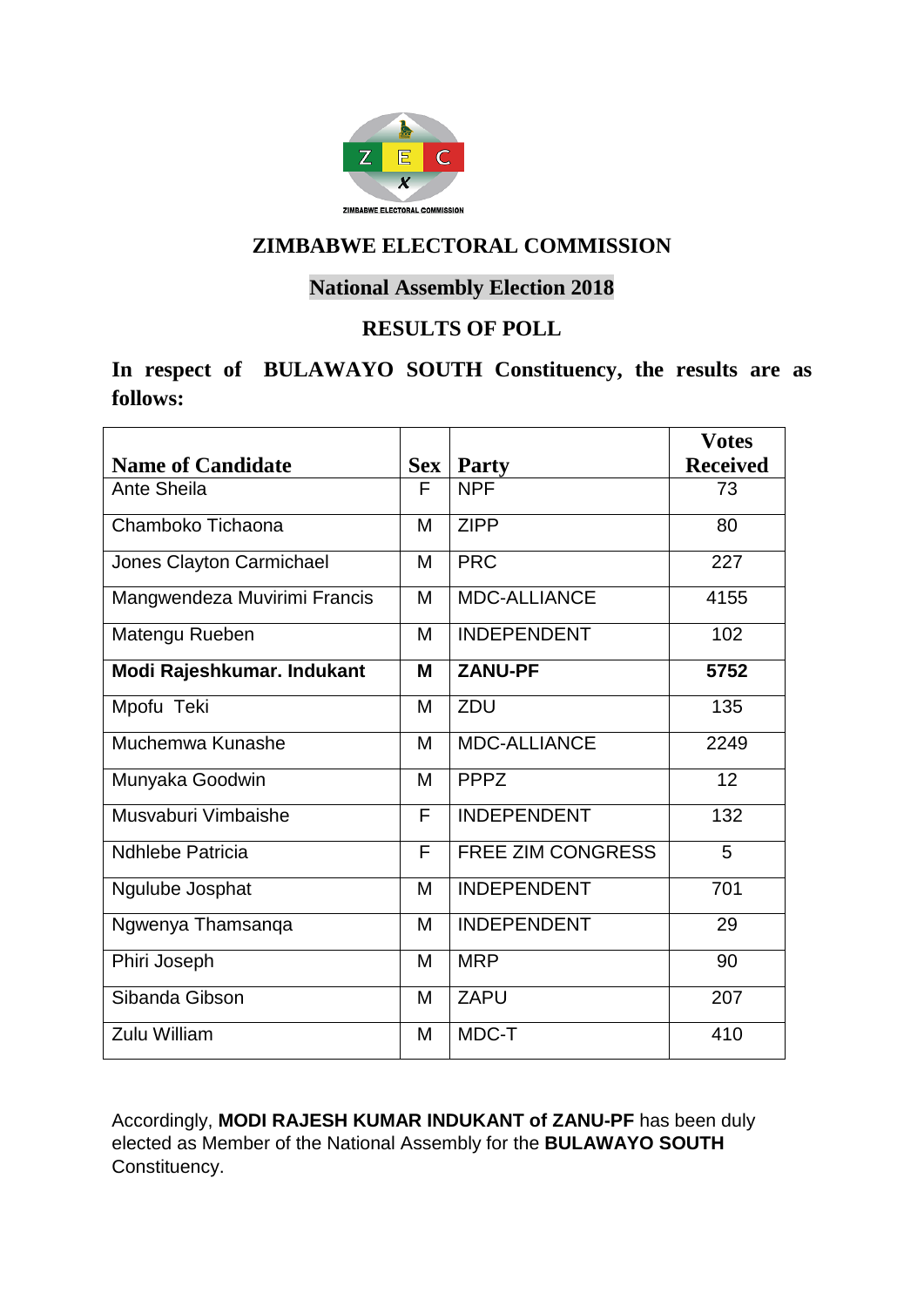ZIMBABWE ELECTORAL COMMISSION

# ZIMBABWE ELECTORAL COMMISSION

## National Assembly Election 2018

## RESULTS OF POLL

**In respect of BULAWAYO SOUTH Constituency, the results are as follows:**

| Name of Candidate | Sex | Party | Votes Received |
|---|---|---|---|
| Ante Sheila | F | NPF | 73 |
| Chamboko Tichaona | M | ZIPP | 80 |
| Jones Clayton Carmichael | M | PRC | 227 |
| Mangwendeza Muvirimi Francis | M | MDC-ALLIANCE | 4155 |
| Matengu Rueben | M | INDEPENDENT | 102 |
| **Modi Rajeshkumar. Indukant** | **M** | **ZANU-PF** | **5752** |
| Mpofu Teki | M | ZDU | 135 |
| Muchemwa Kunashe | M | MDC-ALLIANCE | 2249 |
| Munyaka Goodwin | M | PPPZ | 12 |
| Musvaburi Vimbaishe | F | INDEPENDENT | 132 |
| Ndhlebe Patricia | F | FREE ZIM CONGRESS | 5 |
| Ngulube Josphat | M | INDEPENDENT | 701 |
| Ngwenya Thamsanqa | M | INDEPENDENT | 29 |
| Phiri Joseph | M | MRP | 90 |
| Sibanda Gibson | M | ZAPU | 207 |
| Zulu William | M | MDC-T | 410 |

Accordingly, **MODI RAJESH KUMAR INDUKANT of ZANU-PF** has been duly elected as Member of the National Assembly for the **BULAWAYO SOUTH** Constituency.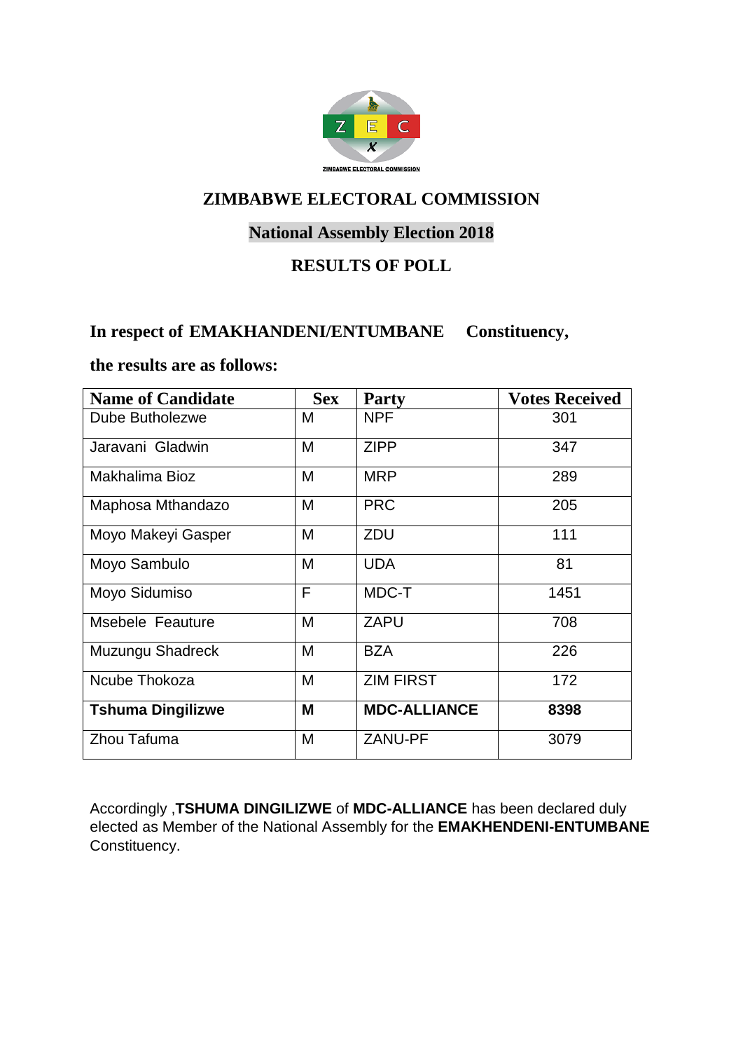ZIMBABWE ELECTORAL COMMISSION

# ZIMBABWE ELECTORAL COMMISSION

## National Assembly Election 2018

## RESULTS OF POLL

**In respect of EMAKHANDENI/ENTUMBANE Constituency,**

**the results are as follows:**

| Name of Candidate | Sex | Party | Votes Received |
|---|---|---|---|
| Dube Butholezwe | M | NPF | 301 |
| Jaravani Gladwin | M | ZIPP | 347 |
| Makhalima Bioz | M | MRP | 289 |
| Maphosa Mthandazo | M | PRC | 205 |
| Moyo Makeyi Gasper | M | ZDU | 111 |
| Moyo Sambulo | M | UDA | 81 |
| Moyo Sidumiso | F | MDC-T | 1451 |
| Msebele Feauture | M | ZAPU | 708 |
| Muzungu Shadreck | M | BZA | 226 |
| Ncube Thokoza | M | ZIM FIRST | 172 |
| **Tshuma Dingilizwe** | **M** | **MDC-ALLIANCE** | **8398** |
| Zhou Tafuma | M | ZANU-PF | 3079 |

Accordingly ,**TSHUMA DINGILIZWE** of **MDC-ALLIANCE** has been declared duly elected as Member of the National Assembly for the **EMAKHENDENI-ENTUMBANE** Constituency.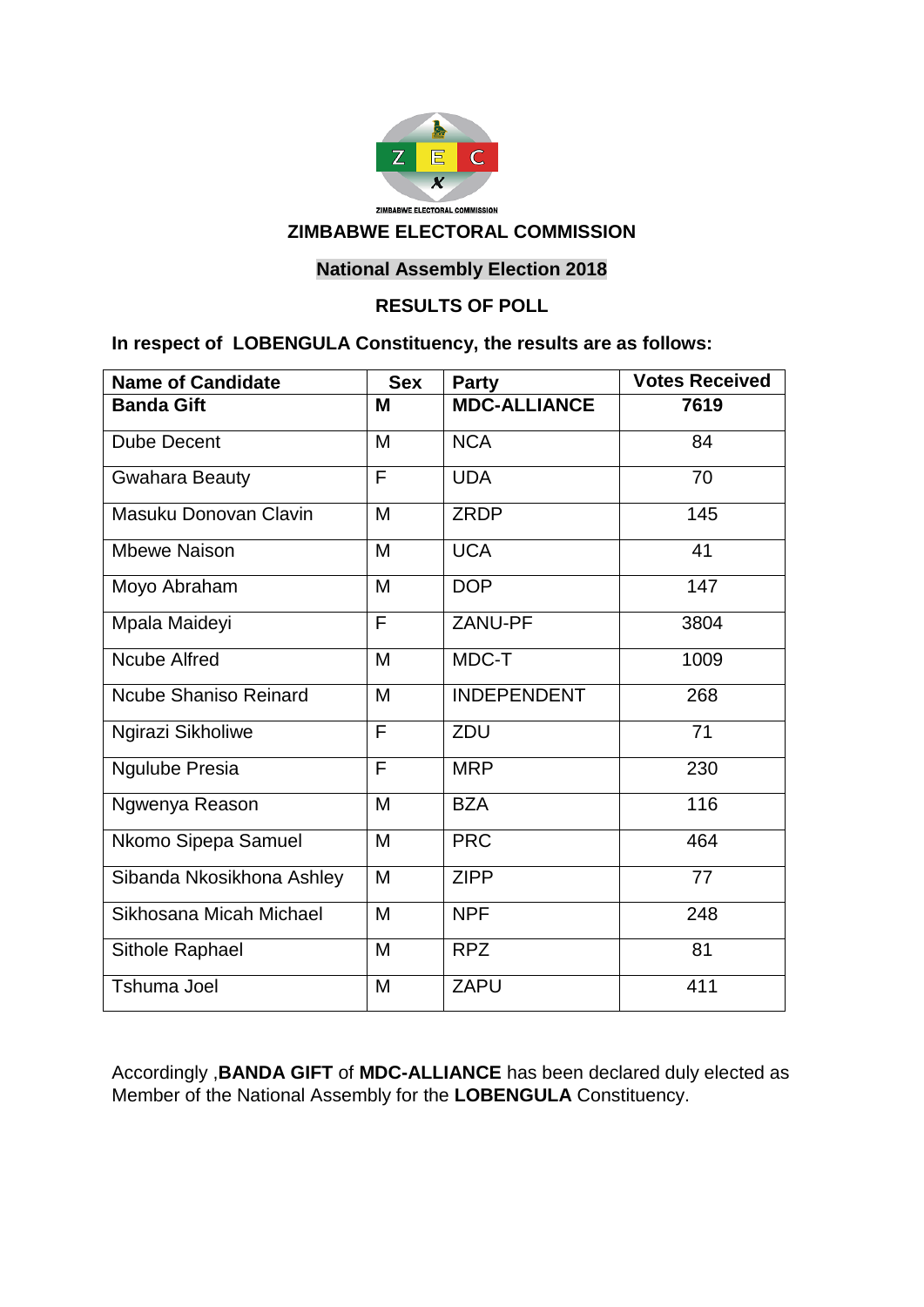ZIMBABWE ELECTORAL COMMISSION

## ZIMBABWE ELECTORAL COMMISSION

### National Assembly Election 2018

### RESULTS OF POLL

**In respect of LOBENGULA Constituency, the results are as follows:**

| Name of Candidate | Sex | Party | Votes Received |
|---|---|---|---|
| **Banda Gift** | **M** | **MDC-ALLIANCE** | **7619** |
| Dube Decent | M | NCA | 84 |
| Gwahara Beauty | F | UDA | 70 |
| Masuku Donovan Clavin | M | ZRDP | 145 |
| Mbewe Naison | M | UCA | 41 |
| Moyo Abraham | M | DOP | 147 |
| Mpala Maideyi | F | ZANU-PF | 3804 |
| Ncube Alfred | M | MDC-T | 1009 |
| Ncube Shaniso Reinard | M | INDEPENDENT | 268 |
| Ngirazi Sikholiwe | F | ZDU | 71 |
| Ngulube Presia | F | MRP | 230 |
| Ngwenya Reason | M | BZA | 116 |
| Nkomo Sipepa Samuel | M | PRC | 464 |
| Sibanda Nkosikhona Ashley | M | ZIPP | 77 |
| Sikhosana Micah Michael | M | NPF | 248 |
| Sithole Raphael | M | RPZ | 81 |
| Tshuma Joel | M | ZAPU | 411 |

Accordingly ,**BANDA GIFT** of **MDC-ALLIANCE** has been declared duly elected as Member of the National Assembly for the **LOBENGULA** Constituency.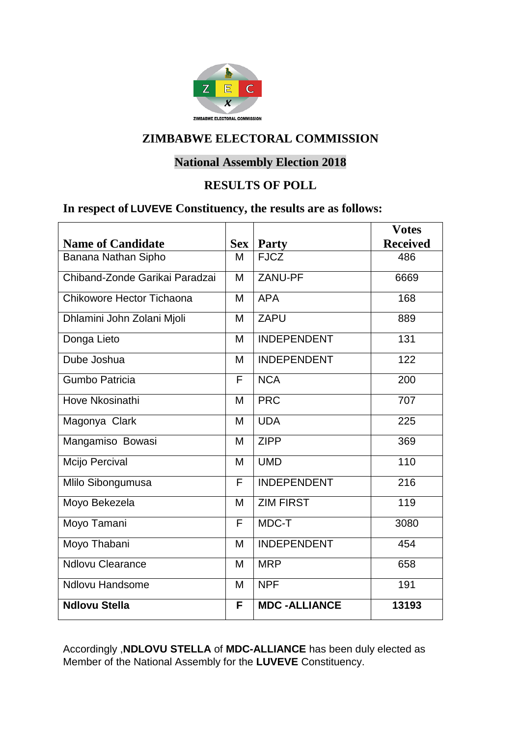ZIMBABWE ELECTORAL COMMISSION

# ZIMBABWE ELECTORAL COMMISSION

## National Assembly Election 2018

## RESULTS OF POLL

### In respect of LUVEVE Constituency, the results are as follows:

| Name of Candidate | Sex | Party | Votes Received |
|---|---|---|---|
| Banana Nathan Sipho | M | FJCZ | 486 |
| Chiband-Zonde Garikai Paradzai | M | ZANU-PF | 6669 |
| Chikowore Hector Tichaona | M | APA | 168 |
| Dhlamini John Zolani Mjoli | M | ZAPU | 889 |
| Donga Lieto | M | INDEPENDENT | 131 |
| Dube Joshua | M | INDEPENDENT | 122 |
| Gumbo Patricia | F | NCA | 200 |
| Hove Nkosinathi | M | PRC | 707 |
| Magonya Clark | M | UDA | 225 |
| Mangamiso Bowasi | M | ZIPP | 369 |
| Mcijo Percival | M | UMD | 110 |
| Mlilo Sibongumusa | F | INDEPENDENT | 216 |
| Moyo Bekezela | M | ZIM FIRST | 119 |
| Moyo Tamani | F | MDC-T | 3080 |
| Moyo Thabani | M | INDEPENDENT | 454 |
| Ndlovu Clearance | M | MRP | 658 |
| Ndlovu Handsome | M | NPF | 191 |
| **Ndlovu Stella** | **F** | **MDC -ALLIANCE** | **13193** |

Accordingly ,**NDLOVU STELLA** of **MDC-ALLIANCE** has been duly elected as Member of the National Assembly for the **LUVEVE** Constituency.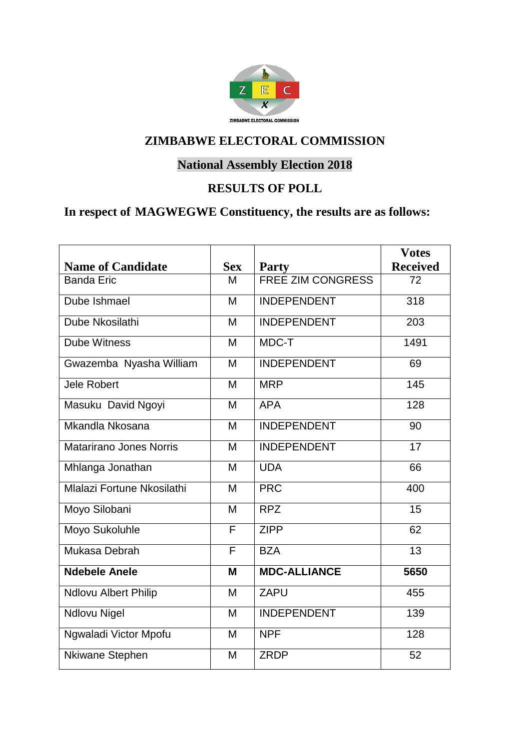ZIMBABWE ELECTORAL COMMISSION

## ZIMBABWE ELECTORAL COMMISSION

## National Assembly Election 2018

## RESULTS OF POLL

### In respect of MAGWEGWE Constituency, the results are as follows:

| Name of Candidate | Sex | Party | Votes Received |
|---|---|---|---|
| Banda Eric | M | FREE ZIM CONGRESS | 72 |
| Dube Ishmael | M | INDEPENDENT | 318 |
| Dube Nkosilathi | M | INDEPENDENT | 203 |
| Dube Witness | M | MDC-T | 1491 |
| Gwazemba Nyasha William | M | INDEPENDENT | 69 |
| Jele Robert | M | MRP | 145 |
| Masuku David Ngoyi | M | APA | 128 |
| Mkandla Nkosana | M | INDEPENDENT | 90 |
| Matarirano Jones Norris | M | INDEPENDENT | 17 |
| Mhlanga Jonathan | M | UDA | 66 |
| Mlalazi Fortune Nkosilathi | M | PRC | 400 |
| Moyo Silobani | M | RPZ | 15 |
| Moyo Sukoluhle | F | ZIPP | 62 |
| Mukasa Debrah | F | BZA | 13 |
| **Ndebele Anele** | **M** | **MDC-ALLIANCE** | **5650** |
| Ndlovu Albert Philip | M | ZAPU | 455 |
| Ndlovu Nigel | M | INDEPENDENT | 139 |
| Ngwaladi Victor Mpofu | M | NPF | 128 |
| Nkiwane Stephen | M | ZRDP | 52 |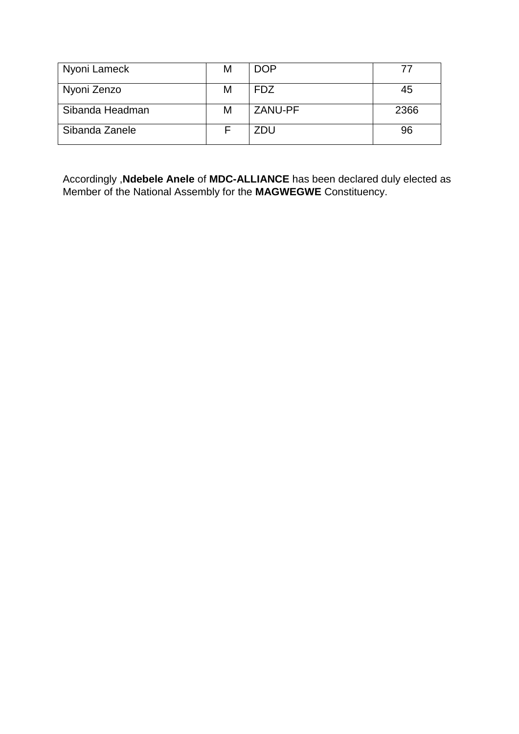| | | | |
|---|---|---|---|
| Nyoni Lameck | M | DOP | 77 |
| Nyoni Zenzo | M | FDZ | 45 |
| Sibanda Headman | M | ZANU-PF | 2366 |
| Sibanda Zanele | F | ZDU | 96 |

Accordingly ,**Ndebele Anele** of **MDC-ALLIANCE** has been declared duly elected as Member of the National Assembly for the **MAGWEGWE** Constituency.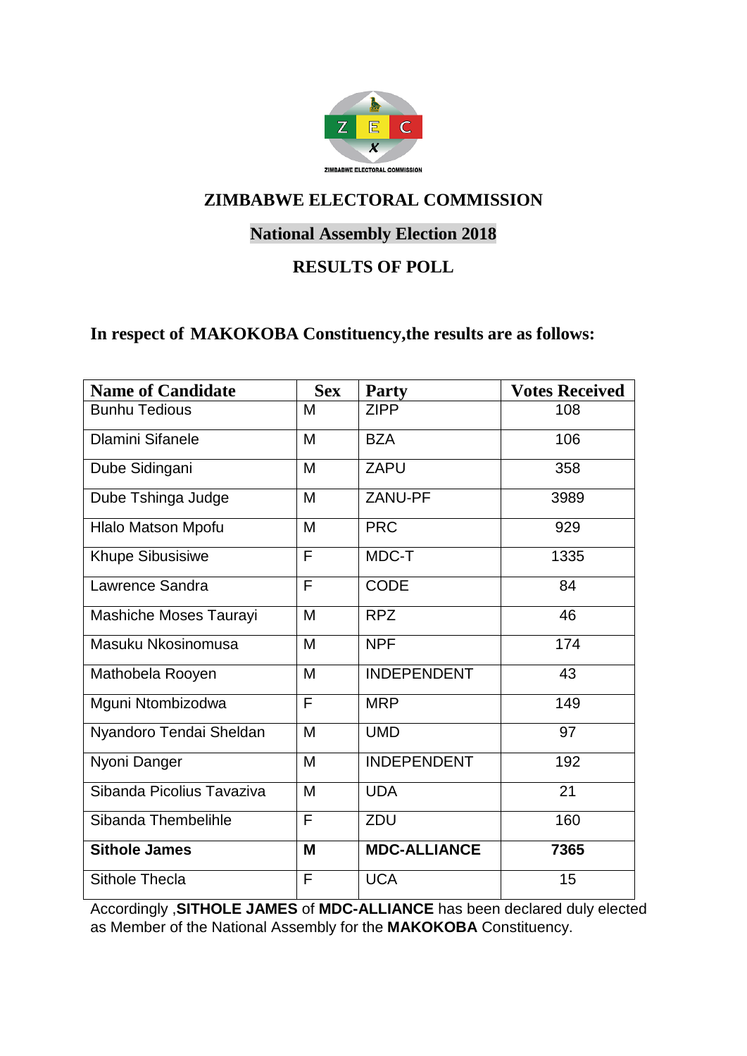ZIMBABWE ELECTORAL COMMISSION

# ZIMBABWE ELECTORAL COMMISSION

## National Assembly Election 2018

## RESULTS OF POLL

**In respect of MAKOKOBA Constituency,the results are as follows:**

| Name of Candidate | Sex | Party | Votes Received |
|---|---|---|---|
| Bunhu Tedious | M | ZIPP | 108 |
| Dlamini Sifanele | M | BZA | 106 |
| Dube Sidingani | M | ZAPU | 358 |
| Dube Tshinga Judge | M | ZANU-PF | 3989 |
| Hlalo Matson Mpofu | M | PRC | 929 |
| Khupe Sibusisiwe | F | MDC-T | 1335 |
| Lawrence Sandra | F | CODE | 84 |
| Mashiche Moses Taurayi | M | RPZ | 46 |
| Masuku Nkosinomusa | M | NPF | 174 |
| Mathobela Rooyen | M | INDEPENDENT | 43 |
| Mguni Ntombizodwa | F | MRP | 149 |
| Nyandoro Tendai Sheldan | M | UMD | 97 |
| Nyoni Danger | M | INDEPENDENT | 192 |
| Sibanda Picolius Tavaziva | M | UDA | 21 |
| Sibanda Thembelihle | F | ZDU | 160 |
| **Sithole James** | **M** | **MDC-ALLIANCE** | **7365** |
| Sithole Thecla | F | UCA | 15 |

Accordingly ,**SITHOLE JAMES** of **MDC-ALLIANCE** has been declared duly elected as Member of the National Assembly for the **MAKOKOBA** Constituency.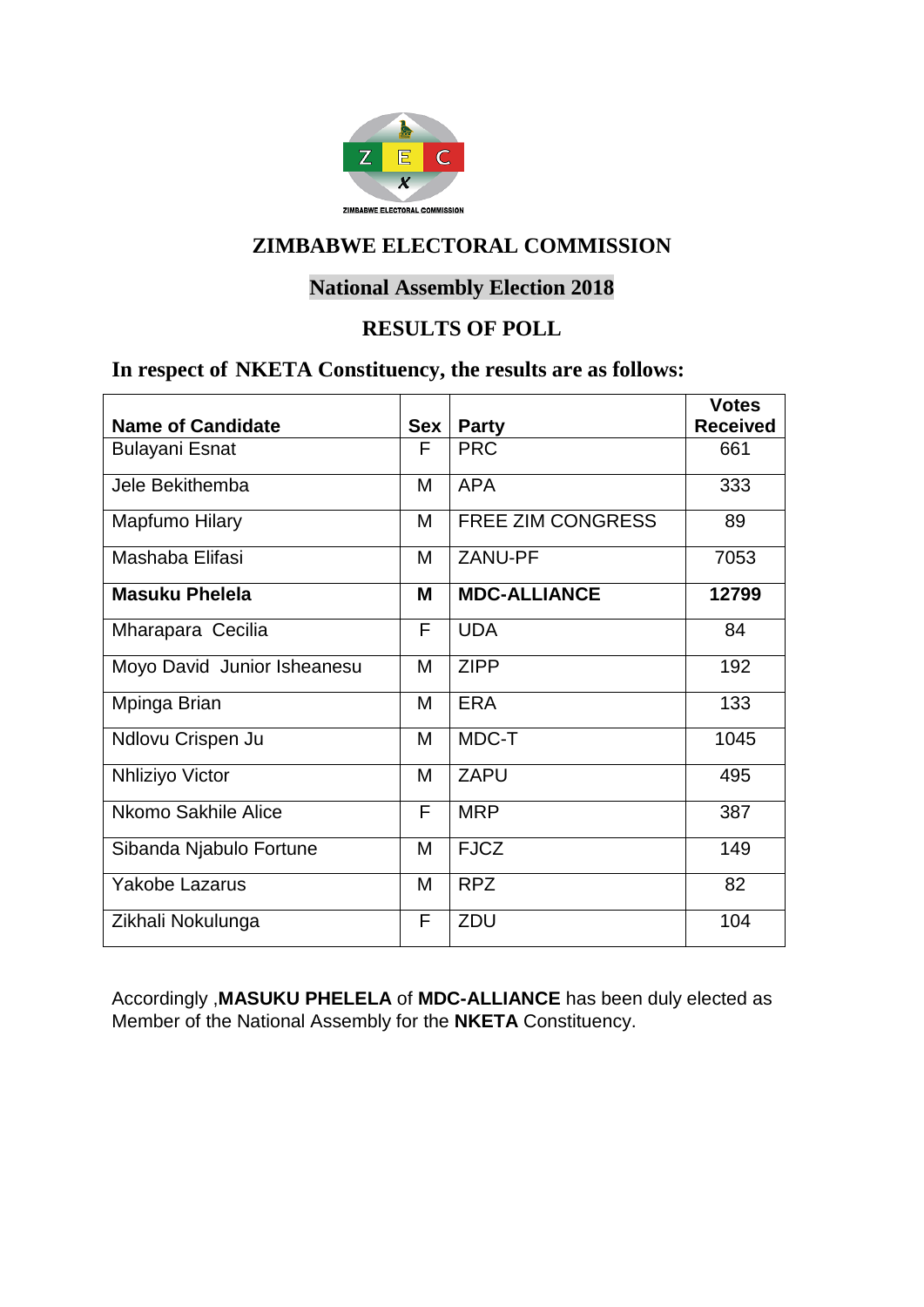## ZIMBABWE ELECTORAL COMMISSION

### National Assembly Election 2018

### RESULTS OF POLL

### In respect of NKETA Constituency, the results are as follows:

| Name of Candidate | Sex | Party | Votes Received |
|---|---|---|---|
| Bulayani Esnat | F | PRC | 661 |
| Jele Bekithemba | M | APA | 333 |
| Mapfumo Hilary | M | FREE ZIM CONGRESS | 89 |
| Mashaba Elifasi | M | ZANU-PF | 7053 |
| **Masuku Phelela** | **M** | **MDC-ALLIANCE** | **12799** |
| Mharapara Cecilia | F | UDA | 84 |
| Moyo David Junior Isheanesu | M | ZIPP | 192 |
| Mpinga Brian | M | ERA | 133 |
| Ndlovu Crispen Ju | M | MDC-T | 1045 |
| Nhliziyo Victor | M | ZAPU | 495 |
| Nkomo Sakhile Alice | F | MRP | 387 |
| Sibanda Njabulo Fortune | M | FJCZ | 149 |
| Yakobe Lazarus | M | RPZ | 82 |
| Zikhali Nokulunga | F | ZDU | 104 |

Accordingly ,**MASUKU PHELELA** of **MDC-ALLIANCE** has been duly elected as Member of the National Assembly for the **NKETA** Constituency.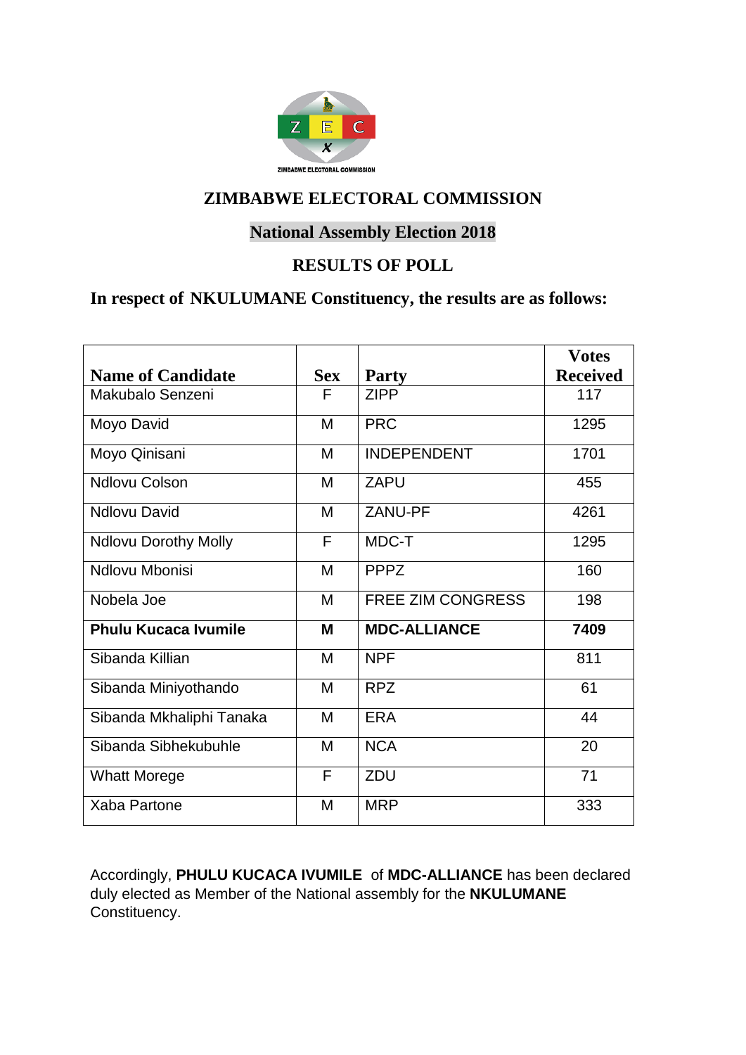ZIMBABWE ELECTORAL COMMISSION

# ZIMBABWE ELECTORAL COMMISSION

## National Assembly Election 2018

## RESULTS OF POLL

### In respect of NKULUMANE Constituency, the results are as follows:

| Name of Candidate | Sex | Party | Votes Received |
|---|---|---|---|
| Makubalo Senzeni | F | ZIPP | 117 |
| Moyo David | M | PRC | 1295 |
| Moyo Qinisani | M | INDEPENDENT | 1701 |
| Ndlovu Colson | M | ZAPU | 455 |
| Ndlovu David | M | ZANU-PF | 4261 |
| Ndlovu Dorothy Molly | F | MDC-T | 1295 |
| Ndlovu Mbonisi | M | PPPZ | 160 |
| Nobela Joe | M | FREE ZIM CONGRESS | 198 |
| **Phulu Kucaca Ivumile** | **M** | **MDC-ALLIANCE** | **7409** |
| Sibanda Killian | M | NPF | 811 |
| Sibanda Miniyothando | M | RPZ | 61 |
| Sibanda Mkhaliphi Tanaka | M | ERA | 44 |
| Sibanda Sibhekubuhle | M | NCA | 20 |
| Whatt Morege | F | ZDU | 71 |
| Xaba Partone | M | MRP | 333 |

Accordingly, **PHULU KUCACA IVUMILE** of **MDC-ALLIANCE** has been declared duly elected as Member of the National assembly for the **NKULUMANE** Constituency.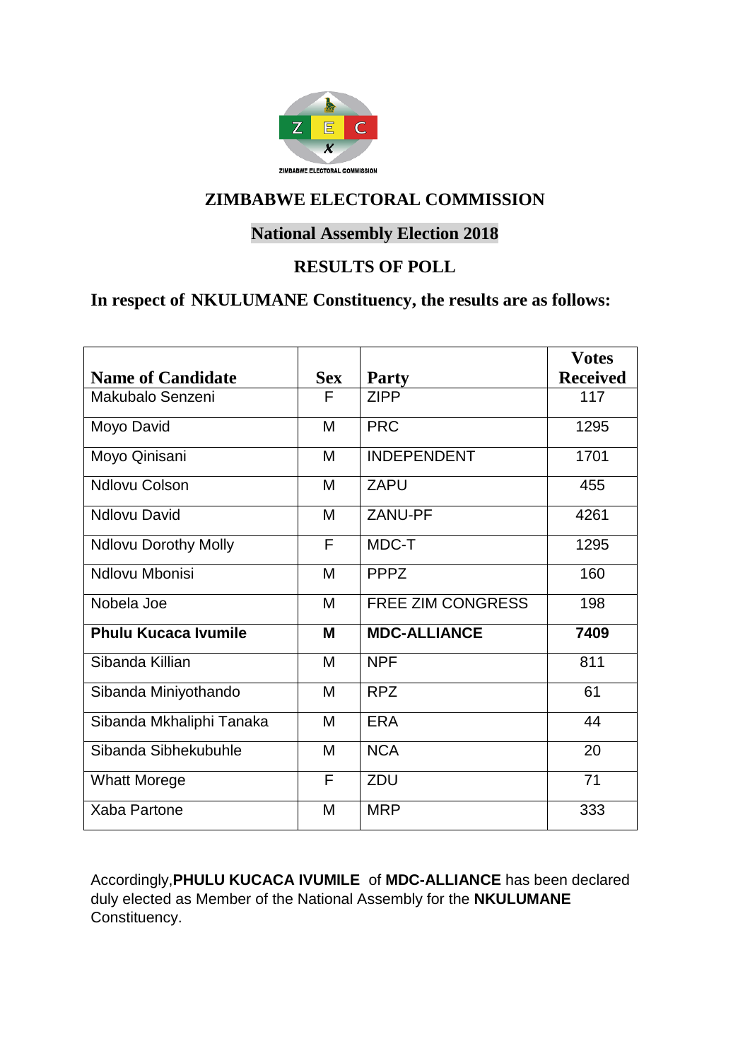ZIMBABWE ELECTORAL COMMISSION

# ZIMBABWE ELECTORAL COMMISSION

## National Assembly Election 2018

## RESULTS OF POLL

### In respect of NKULUMANE Constituency, the results are as follows:

| Name of Candidate | Sex | Party | Votes Received |
|---|---|---|---|
| Makubalo Senzeni | F | ZIPP | 117 |
| Moyo David | M | PRC | 1295 |
| Moyo Qinisani | M | INDEPENDENT | 1701 |
| Ndlovu Colson | M | ZAPU | 455 |
| Ndlovu David | M | ZANU-PF | 4261 |
| Ndlovu Dorothy Molly | F | MDC-T | 1295 |
| Ndlovu Mbonisi | M | PPPZ | 160 |
| Nobela Joe | M | FREE ZIM CONGRESS | 198 |
| **Phulu Kucaca Ivumile** | **M** | **MDC-ALLIANCE** | **7409** |
| Sibanda Killian | M | NPF | 811 |
| Sibanda Miniyothando | M | RPZ | 61 |
| Sibanda Mkhaliphi Tanaka | M | ERA | 44 |
| Sibanda Sibhekubuhle | M | NCA | 20 |
| Whatt Morege | F | ZDU | 71 |
| Xaba Partone | M | MRP | 333 |

Accordingly,**PHULU KUCACA IVUMILE** of **MDC-ALLIANCE** has been declared duly elected as Member of the National Assembly for the **NKULUMANE** Constituency.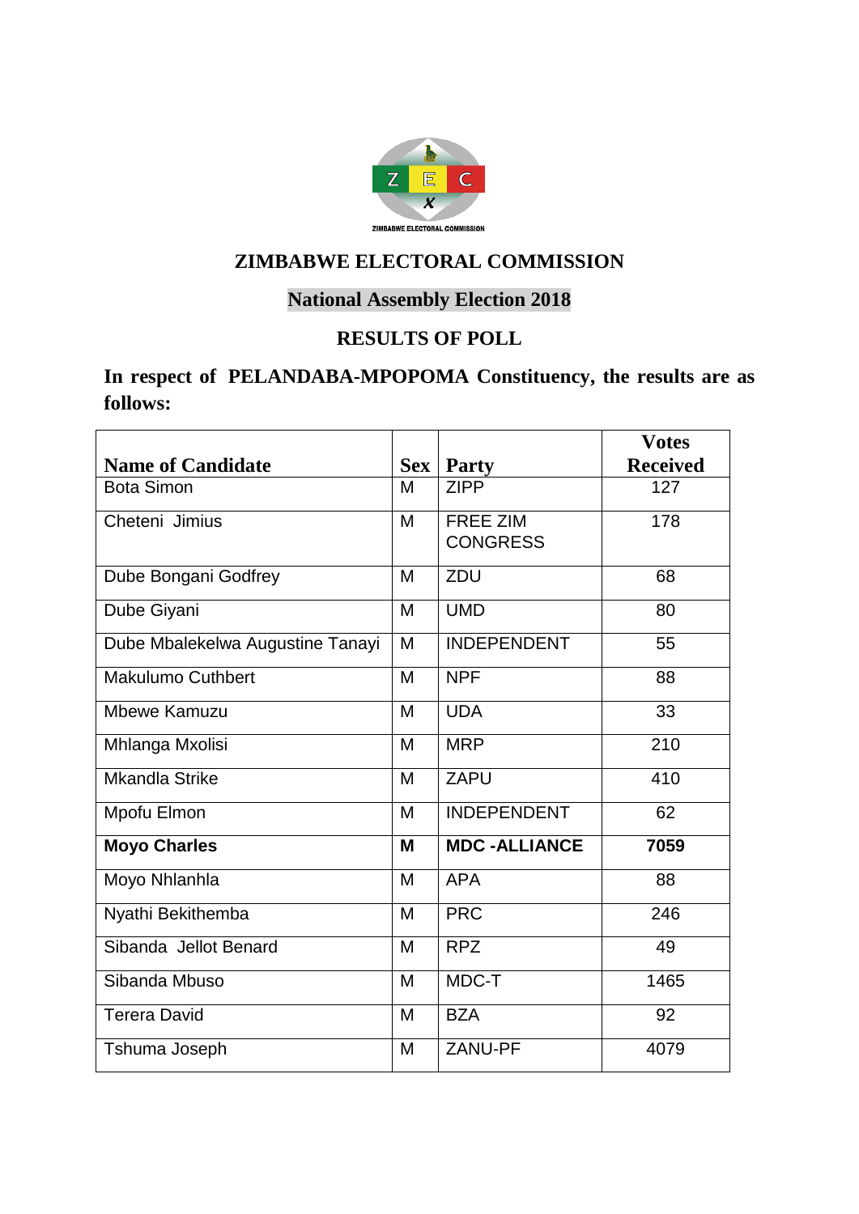# ZIMBABWE ELECTORAL COMMISSION

## National Assembly Election 2018

## RESULTS OF POLL

**In respect of PELANDABA-MPOPOMA Constituency, the results are as follows:**

| Name of Candidate | Sex | Party | Votes Received |
|---|---|---|---|
| Bota Simon | M | ZIPP | 127 |
| Cheteni Jimius | M | FREE ZIM CONGRESS | 178 |
| Dube Bongani Godfrey | M | ZDU | 68 |
| Dube Giyani | M | UMD | 80 |
| Dube Mbalekelwa Augustine Tanayi | M | INDEPENDENT | 55 |
| Makulumo Cuthbert | M | NPF | 88 |
| Mbewe Kamuzu | M | UDA | 33 |
| Mhlanga Mxolisi | M | MRP | 210 |
| Mkandla Strike | M | ZAPU | 410 |
| Mpofu Elmon | M | INDEPENDENT | 62 |
| **Moyo Charles** | **M** | **MDC -ALLIANCE** | **7059** |
| Moyo Nhlanhla | M | APA | 88 |
| Nyathi Bekithemba | M | PRC | 246 |
| Sibanda Jellot Benard | M | RPZ | 49 |
| Sibanda Mbuso | M | MDC-T | 1465 |
| Terera David | M | BZA | 92 |
| Tshuma Joseph | M | ZANU-PF | 4079 |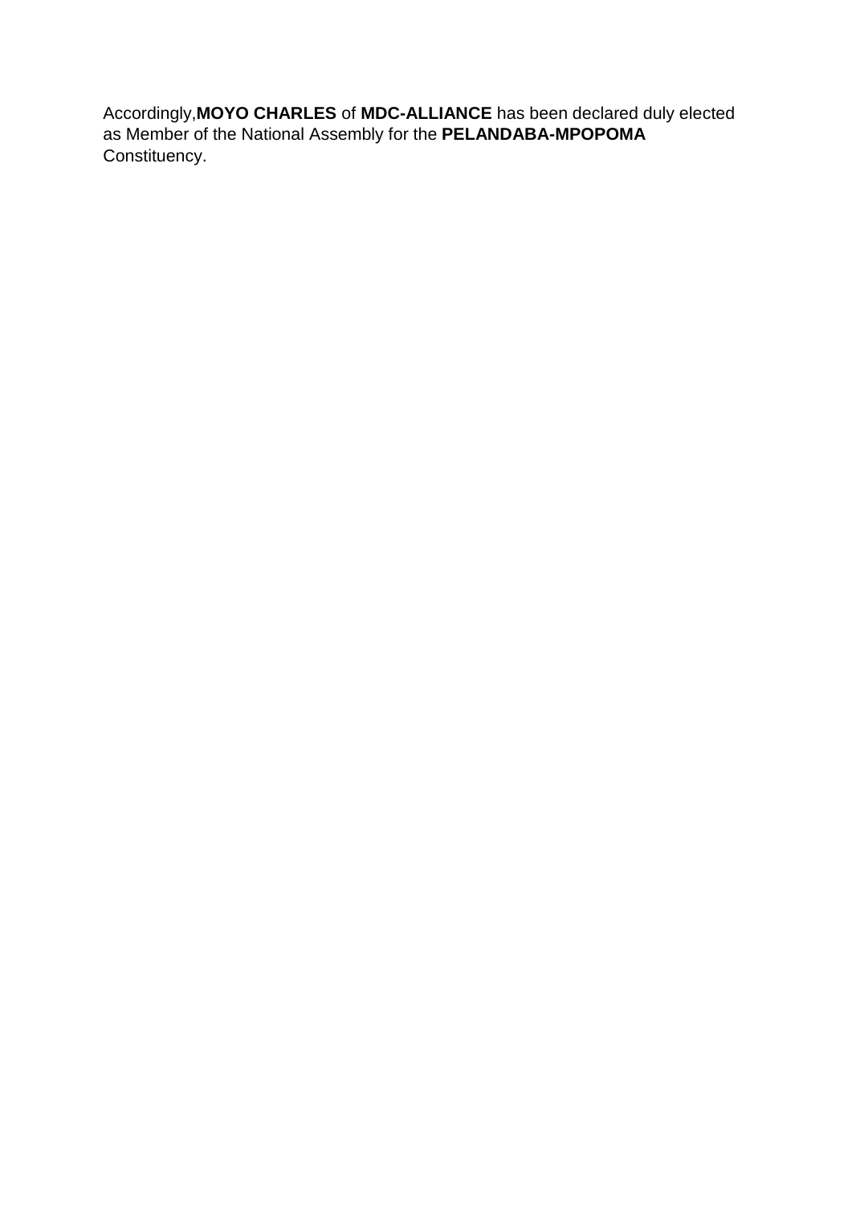Accordingly,**MOYO CHARLES** of **MDC-ALLIANCE** has been declared duly elected as Member of the National Assembly for the **PELANDABA-MPOPOMA** Constituency.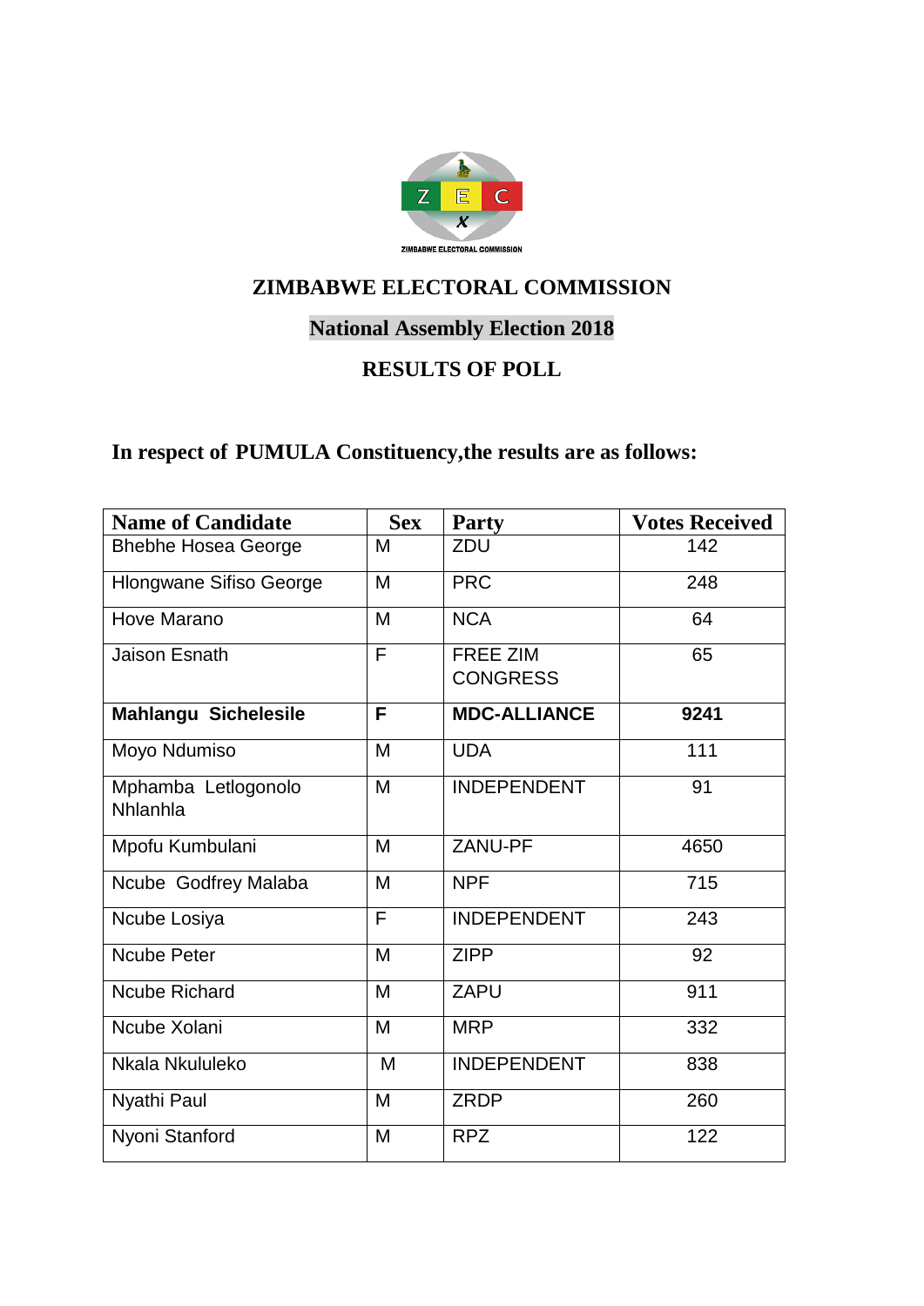# ZIMBABWE ELECTORAL COMMISSION

## National Assembly Election 2018

## RESULTS OF POLL

**In respect of PUMULA Constituency,the results are as follows:**

| Name of Candidate | Sex | Party | Votes Received |
|---|---|---|---|
| Bhebhe Hosea George | M | ZDU | 142 |
| Hlongwane Sifiso George | M | PRC | 248 |
| Hove Marano | M | NCA | 64 |
| Jaison Esnath | F | FREE ZIM CONGRESS | 65 |
| **Mahlangu Sichelesile** | **F** | **MDC-ALLIANCE** | **9241** |
| Moyo Ndumiso | M | UDA | 111 |
| Mphamba Letlogonolo Nhlanhla | M | INDEPENDENT | 91 |
| Mpofu Kumbulani | M | ZANU-PF | 4650 |
| Ncube Godfrey Malaba | M | NPF | 715 |
| Ncube Losiya | F | INDEPENDENT | 243 |
| Ncube Peter | M | ZIPP | 92 |
| Ncube Richard | M | ZAPU | 911 |
| Ncube Xolani | M | MRP | 332 |
| Nkala Nkululeko | M | INDEPENDENT | 838 |
| Nyathi Paul | M | ZRDP | 260 |
| Nyoni Stanford | M | RPZ | 122 |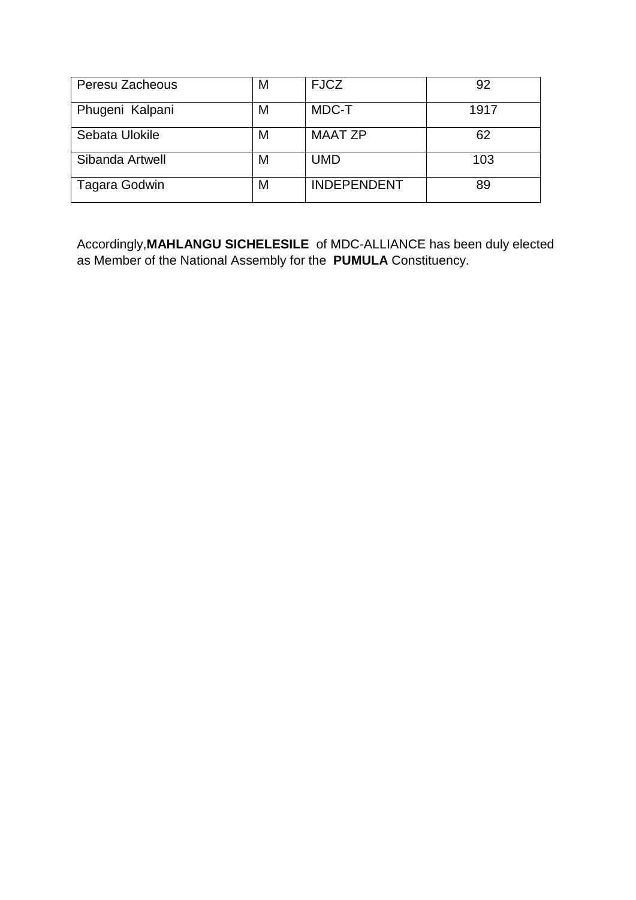| | | | |
|---|---|---|---|
| Peresu Zacheous | M | FJCZ | 92 |
| Phugeni Kalpani | M | MDC-T | 1917 |
| Sebata Ulokile | M | MAAT ZP | 62 |
| Sibanda Artwell | M | UMD | 103 |
| Tagara Godwin | M | INDEPENDENT | 89 |

Accordingly,**MAHLANGU SICHELESILE** of MDC-ALLIANCE has been duly elected as Member of the National Assembly for the **PUMULA** Constituency.